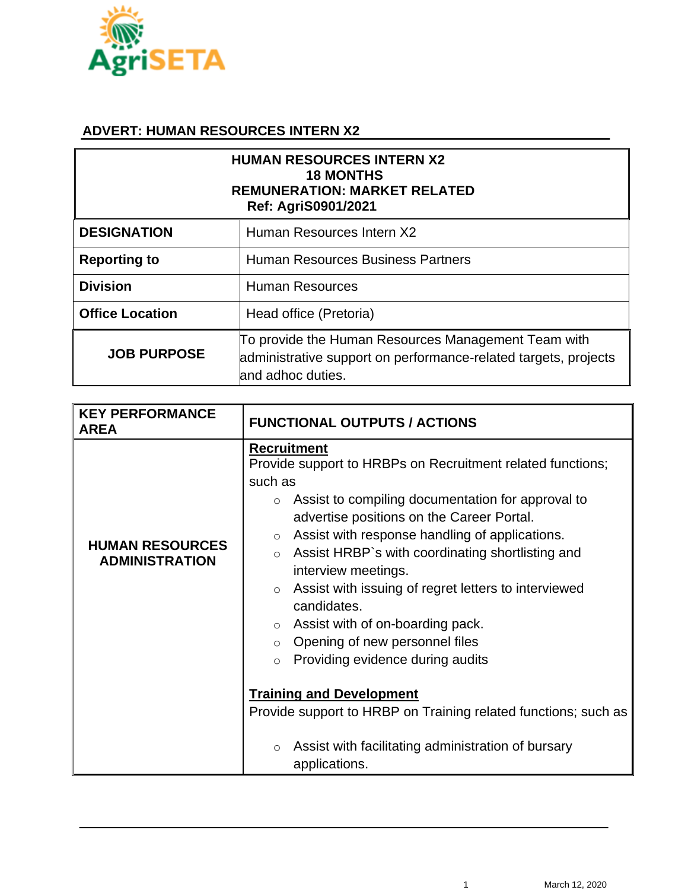AgriSETA

## ADVERT: HUMAN RESOURCES INTERN X2

| **HUMAN RESOURCES INTERN X2**<br>**18 MONTHS**<br>**REMUNERATION: MARKET RELATED**<br>**Ref: AgriS0901/2021** | |
|---|---|
| **DESIGNATION** | Human Resources Intern X2 |
| **Reporting to** | Human Resources Business Partners |
| **Division** | Human Resources |
| **Office Location** | Head office (Pretoria) |
| **JOB PURPOSE** | To provide the Human Resources Management Team with administrative support on performance-related targets, projects and adhoc duties. |

| KEY PERFORMANCE AREA | FUNCTIONAL OUTPUTS / ACTIONS |
|---|---|
| **HUMAN RESOURCES ADMINISTRATION** | **Recruitment**<br>Provide support to HRBPs on Recruitment related functions; such as<br>○ Assist to compiling documentation for approval to advertise positions on the Career Portal.<br>○ Assist with response handling of applications.<br>○ Assist HRBP`s with coordinating shortlisting and interview meetings.<br>○ Assist with issuing of regret letters to interviewed candidates.<br>○ Assist with of on-boarding pack.<br>○ Opening of new personnel files<br>○ Providing evidence during audits<br><br>**Training and Development**<br>Provide support to HRBP on Training related functions; such as<br>○ Assist with facilitating administration of bursary applications. |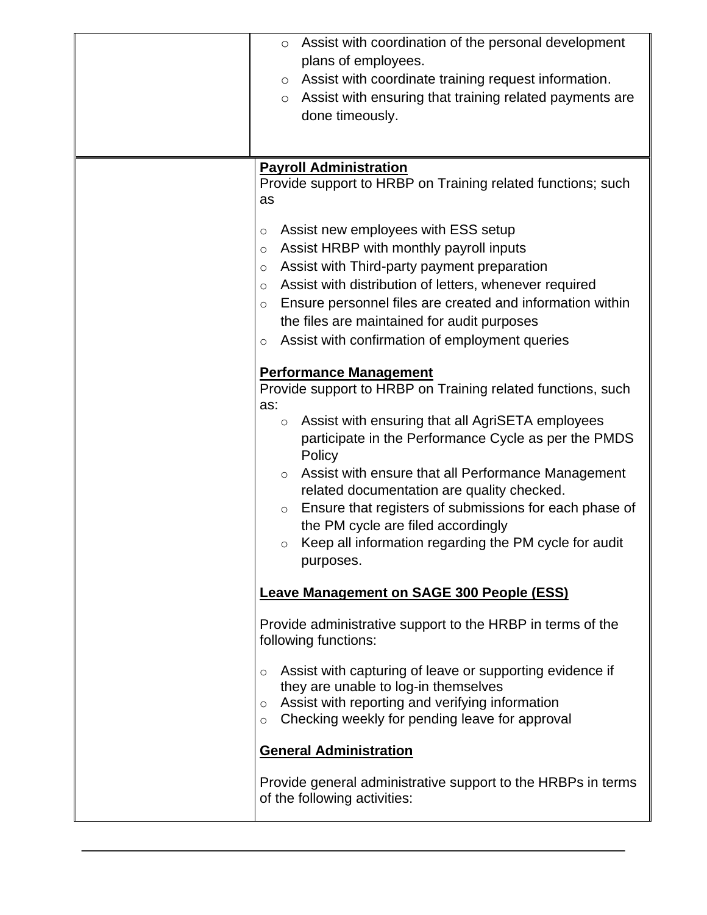| | |
|---|---|
| | ○ Assist with coordination of the personal development plans of employees.<br>○ Assist with coordinate training request information.<br>○ Assist with ensuring that training related payments are done timeously. |
| | **<u>Payroll Administration</u>**<br>Provide support to HRBP on Training related functions; such as<br><br>○ Assist new employees with ESS setup<br>○ Assist HRBP with monthly payroll inputs<br>○ Assist with Third-party payment preparation<br>○ Assist with distribution of letters, whenever required<br>○ Ensure personnel files are created and information within the files are maintained for audit purposes<br>○ Assist with confirmation of employment queries<br><br>**<u>Performance Management</u>**<br>Provide support to HRBP on Training related functions, such as:<br>○ Assist with ensuring that all AgriSETA employees participate in the Performance Cycle as per the PMDS Policy<br>○ Assist with ensure that all Performance Management related documentation are quality checked.<br>○ Ensure that registers of submissions for each phase of the PM cycle are filed accordingly<br>○ Keep all information regarding the PM cycle for audit purposes.<br><br>**<u>Leave Management on SAGE 300 People (ESS)</u>**<br><br>Provide administrative support to the HRBP in terms of the following functions:<br><br>○ Assist with capturing of leave or supporting evidence if they are unable to log-in themselves<br>○ Assist with reporting and verifying information<br>○ Checking weekly for pending leave for approval<br><br>**<u>General Administration</u>**<br><br>Provide general administrative support to the HRBPs in terms of the following activities: |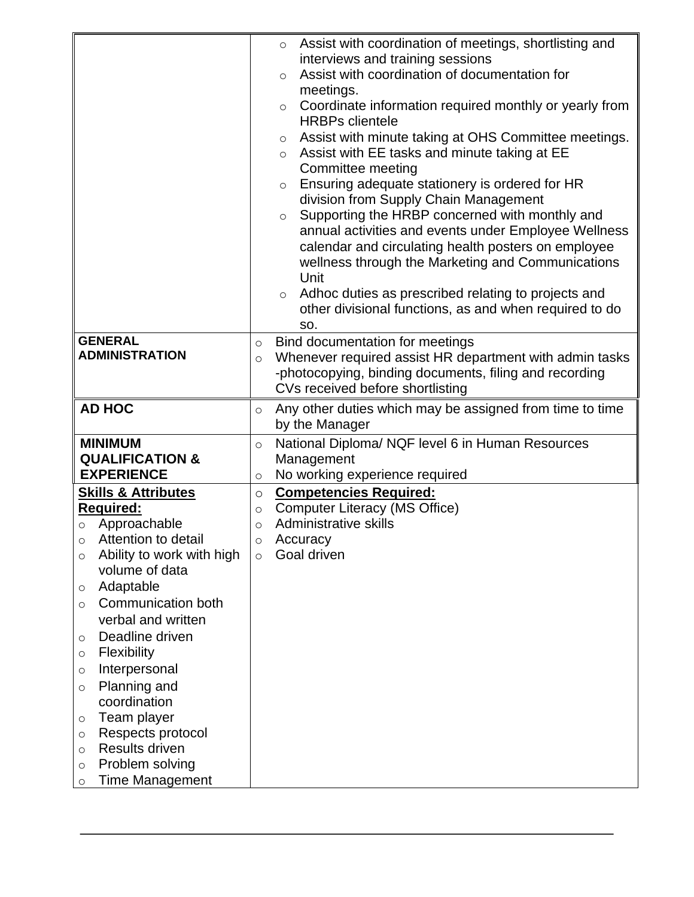| | |
|---|---|
| | ○ Assist with coordination of meetings, shortlisting and interviews and training sessions<br>○ Assist with coordination of documentation for meetings.<br>○ Coordinate information required monthly or yearly from HRBPs clientele<br>○ Assist with minute taking at OHS Committee meetings.<br>○ Assist with EE tasks and minute taking at EE Committee meeting<br>○ Ensuring adequate stationery is ordered for HR division from Supply Chain Management<br>○ Supporting the HRBP concerned with monthly and annual activities and events under Employee Wellness calendar and circulating health posters on employee wellness through the Marketing and Communications Unit<br>○ Adhoc duties as prescribed relating to projects and other divisional functions, as and when required to do so. |
| **GENERAL ADMINISTRATION** | ○ Bind documentation for meetings<br>○ Whenever required assist HR department with admin tasks -photocopying, binding documents, filing and recording CVs received before shortlisting |
| **AD HOC** | ○ Any other duties which may be assigned from time to time by the Manager |
| **MINIMUM QUALIFICATION & EXPERIENCE** | ○ National Diploma/ NQF level 6 in Human Resources Management<br>○ No working experience required |
| **<u>Skills & Attributes Required:</u>**<br>○ Approachable<br>○ Attention to detail<br>○ Ability to work with high volume of data<br>○ Adaptable<br>○ Communication both verbal and written<br>○ Deadline driven<br>○ Flexibility<br>○ Interpersonal<br>○ Planning and coordination<br>○ Team player<br>○ Respects protocol<br>○ Results driven<br>○ Problem solving<br>○ Time Management | ○ **<u>Competencies Required:</u>**<br>○ Computer Literacy (MS Office)<br>○ Administrative skills<br>○ Accuracy<br>○ Goal driven |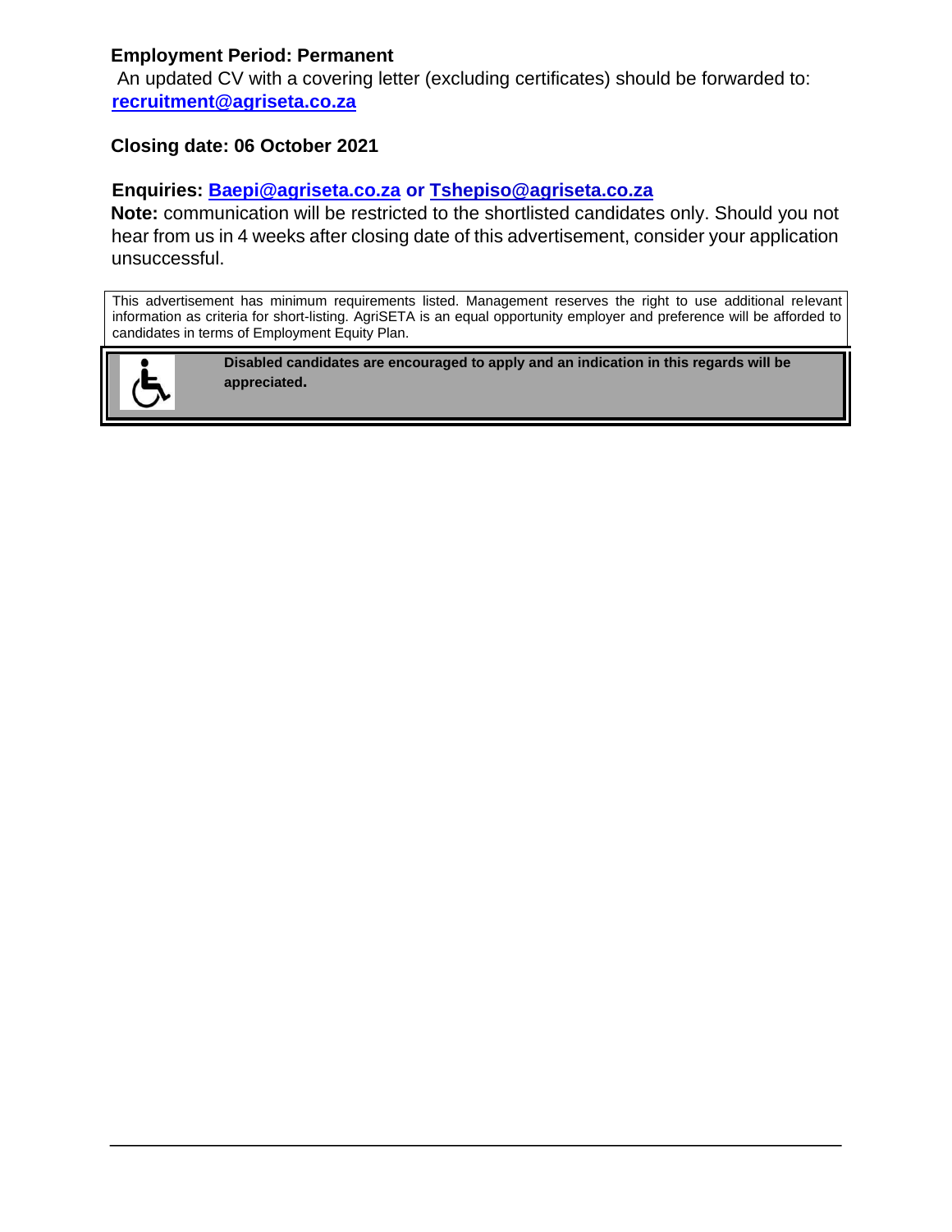**Employment Period: Permanent**

An updated CV with a covering letter (excluding certificates) should be forwarded to: **recruitment@agriseta.co.za**

**Closing date: 06 October 2021**

**Enquiries: Baepi@agriseta.co.za or Tshepiso@agriseta.co.za**

**Note:** communication will be restricted to the shortlisted candidates only. Should you not hear from us in 4 weeks after closing date of this advertisement, consider your application unsuccessful.

This advertisement has minimum requirements listed. Management reserves the right to use additional relevant information as criteria for short-listing. AgriSETA is an equal opportunity employer and preference will be afforded to candidates in terms of Employment Equity Plan.

**Disabled candidates are encouraged to apply and an indication in this regards will be appreciated.**